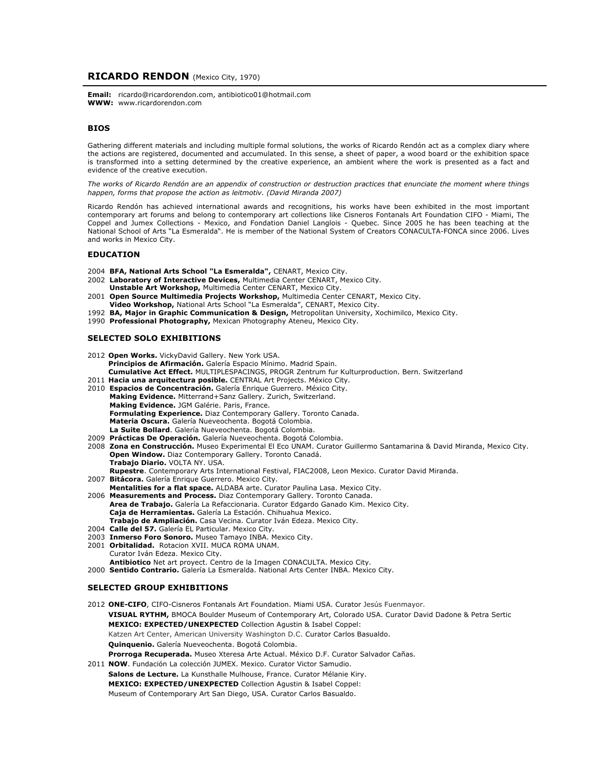# RICARDO RENDON (Mexico City, 1970)

**Email:** ricardo@ricardorendon.com, antibiotico01@hotmail.com
**WWW:** www.ricardorendon.com

## BIOS

Gathering different materials and including multiple formal solutions, the works of Ricardo Rendón act as a complex diary where the actions are registered, documented and accumulated. In this sense, a sheet of paper, a wood board or the exhibition space is transformed into a setting determined by the creative experience, an ambient where the work is presented as a fact and evidence of the creative execution.

*The works of Ricardo Rendón are an appendix of construction or destruction practices that enunciate the moment where things happen, forms that propose the action as leitmotiv. (David Miranda 2007)*

Ricardo Rendón has achieved international awards and recognitions, his works have been exhibited in the most important contemporary art forums and belong to contemporary art collections like Cisneros Fontanals Art Foundation CIFO - Miami, The Coppel and Jumex Collections - Mexico, and Fondation Daniel Langlois - Quebec. Since 2005 he has been teaching at the National School of Arts "La Esmeralda". He is member of the National System of Creators CONACULTA-FONCA since 2006. Lives and works in Mexico City.

## EDUCATION

2004 **BFA, National Arts School "La Esmeralda",** CENART, Mexico City.
2002 **Laboratory of Interactive Devices,** Multimedia Center CENART, Mexico City.
**Unstable Art Workshop,** Multimedia Center CENART, Mexico City.
2001 **Open Source Multimedia Projects Workshop,** Multimedia Center CENART, Mexico City.
**Video Workshop,** National Arts School "La Esmeralda", CENART, Mexico City.
1992 **BA, Major in Graphic Communication & Design,** Metropolitan University, Xochimilco, Mexico City.
1990 **Professional Photography,** Mexican Photography Ateneu, Mexico City.

## SELECTED SOLO EXHIBITIONS

2012 **Open Works.** VickyDavid Gallery. New York USA.
**Principios de Afirmación.** Galería Espacio Mínimo. Madrid Spain.
**Cumulative Act Effect.** MULTIPLESPACINGS, PROGR Zentrum fur Kulturproduction. Bern. Switzerland
2011 **Hacia una arquitectura posible.** CENTRAL Art Projects. México City.
2010 **Espacios de Concentración.** Galería Enrique Guerrero. México City.
**Making Evidence.** Mitterrand+Sanz Gallery. Zurich, Switzerland.
**Making Evidence.** JGM Galérie. Paris, France.
**Formulating Experience.** Diaz Contemporary Gallery. Toronto Canada.
**Materia Oscura.** Galería Nueveochenta. Bogotá Colombia.
**La Suite Bollard**. Galería Nueveochenta. Bogotá Colombia.
2009 **Prácticas De Operación.** Galería Nueveochenta. Bogotá Colombia.
2008 **Zona en Construcción.** Museo Experimental El Eco UNAM. Curator Guillermo Santamarina & David Miranda, Mexico City.
**Open Window.** Diaz Contemporary Gallery. Toronto Canadá.
**Trabajo Diario.** VOLTA NY. USA.
**Rupestre**. Contemporary Arts International Festival, FIAC2008, Leon Mexico. Curator David Miranda.
2007 **Bitácora.** Galería Enrique Guerrero. Mexico City.
**Mentalities for a flat space.** ALDABA arte. Curator Paulina Lasa. Mexico City.
2006 **Measurements and Process.** Diaz Contemporary Gallery. Toronto Canada.
**Area de Trabajo.** Galería La Refaccionaria. Curator Edgardo Ganado Kim. Mexico City.
**Caja de Herramientas.** Galería La Estación. Chihuahua Mexico.
**Trabajo de Ampliación.** Casa Vecina. Curator Iván Edeza. Mexico City.
2004 **Calle del 57.** Galería EL Particular. Mexico City.
2003 **Inmerso Foro Sonoro.** Museo Tamayo INBA. Mexico City.
2001 **Orbitalidad.** Rotacion XVII. MUCA ROMA UNAM.
Curator Iván Edeza. Mexico City.
**Antibiotico** Net art proyect. Centro de la Imagen CONACULTA. Mexico City.
2000 **Sentido Contrario.** Galería La Esmeralda. National Arts Center INBA. Mexico City.

## SELECTED GROUP EXHIBITIONS

2012 **ONE-CIFO**, CIFO-Cisneros Fontanals Art Foundation. Miami USA. Curator Jesús Fuenmayor.
**VISUAL RYTHM,** BMOCA Boulder Museum of Contemporary Art, Colorado USA. Curator David Dadone & Petra Sertic
**MEXICO: EXPECTED/UNEXPECTED** Collection Agustin & Isabel Coppel:
Katzen Art Center, American University Washington D.C. Curator Carlos Basualdo.
**Quinquenio.** Galería Nueveochenta. Bogotá Colombia.
**Prorroga Recuperada.** Museo Xteresa Arte Actual. México D.F. Curator Salvador Cañas.
2011 **NOW**. Fundación La colección JUMEX. Mexico. Curator Victor Samudio.
**Salons de Lecture.** La Kunsthalle Mulhouse, France. Curator Mélanie Kiry.
**MEXICO: EXPECTED/UNEXPECTED** Collection Agustin & Isabel Coppel:
Museum of Contemporary Art San Diego, USA. Curator Carlos Basualdo.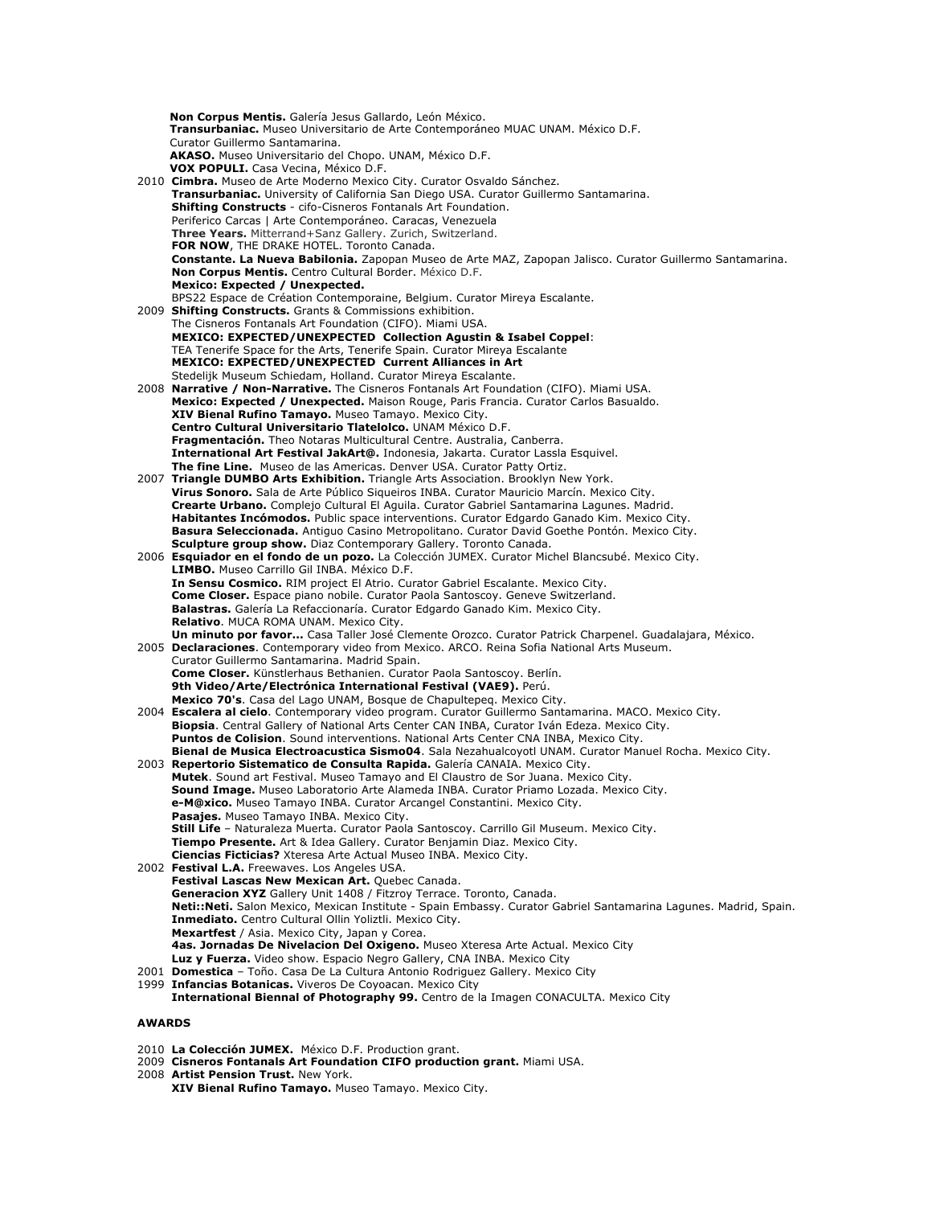**Non Corpus Mentis.** Galería Jesus Gallardo, León México.
**Transurbaniac.** Museo Universitario de Arte Contemporáneo MUAC UNAM. México D.F.
Curator Guillermo Santamarina.
**AKASO.** Museo Universitario del Chopo. UNAM, México D.F.
**VOX POPULI.** Casa Vecina, México D.F.

2010 **Cimbra.** Museo de Arte Moderno Mexico City. Curator Osvaldo Sánchez.
**Transurbaniac.** University of California San Diego USA. Curator Guillermo Santamarina.
**Shifting Constructs** - cifo-Cisneros Fontanals Art Foundation.
Periferico Carcas | Arte Contemporáneo. Caracas, Venezuela
**Three Years.** Mitterrand+Sanz Gallery. Zurich, Switzerland.
**FOR NOW**, THE DRAKE HOTEL. Toronto Canada.
**Constante. La Nueva Babilonia.** Zapopan Museo de Arte MAZ, Zapopan Jalisco. Curator Guillermo Santamarina.
**Non Corpus Mentis.** Centro Cultural Border. México D.F.
**Mexico: Expected / Unexpected.**
BPS22 Espace de Création Contemporaine, Belgium. Curator Mireya Escalante.

2009 **Shifting Constructs.** Grants & Commissions exhibition.
The Cisneros Fontanals Art Foundation (CIFO). Miami USA.
**MEXICO: EXPECTED/UNEXPECTED Collection Agustin & Isabel Coppel**:
TEA Tenerife Space for the Arts, Tenerife Spain. Curator Mireya Escalante
**MEXICO: EXPECTED/UNEXPECTED Current Alliances in Art**
Stedelijk Museum Schiedam, Holland. Curator Mireya Escalante.

2008 **Narrative / Non-Narrative.** The Cisneros Fontanals Art Foundation (CIFO). Miami USA.
**Mexico: Expected / Unexpected.** Maison Rouge, Paris Francia. Curator Carlos Basualdo.
**XIV Bienal Rufino Tamayo.** Museo Tamayo. Mexico City.
**Centro Cultural Universitario Tlatelolco.** UNAM México D.F.
**Fragmentación.** Theo Notaras Multicultural Centre. Australia, Canberra.
**International Art Festival JakArt@.** Indonesia, Jakarta. Curator Lassla Esquivel.
**The fine Line.** Museo de las Americas. Denver USA. Curator Patty Ortiz.

2007 **Triangle DUMBO Arts Exhibition.** Triangle Arts Association. Brooklyn New York.
**Virus Sonoro.** Sala de Arte Público Siqueiros INBA. Curator Mauricio Marcín. Mexico City.
**Crearte Urbano.** Complejo Cultural El Aguila. Curator Gabriel Santamarina Lagunes. Madrid.
**Habitantes Incómodos.** Public space interventions. Curator Edgardo Ganado Kim. Mexico City.
**Basura Seleccionada.** Antiguo Casino Metropolitano. Curator David Goethe Pontón. Mexico City.
**Sculpture group show.** Diaz Contemporary Gallery. Toronto Canada.

2006 **Esquiador en el fondo de un pozo.** La Colección JUMEX. Curator Michel Blancsubé. Mexico City.
**LIMBO.** Museo Carrillo Gil INBA. México D.F.
**In Sensu Cosmico.** RIM project El Atrio. Curator Gabriel Escalante. Mexico City.
**Come Closer.** Espace piano nobile. Curator Paola Santoscoy. Geneve Switzerland.
**Balastras.** Galería La Refaccionaría. Curator Edgardo Ganado Kim. Mexico City.
**Relativo**. MUCA ROMA UNAM. Mexico City.
**Un minuto por favor…** Casa Taller José Clemente Orozco. Curator Patrick Charpenel. Guadalajara, México.

2005 **Declaraciones**. Contemporary video from Mexico. ARCO. Reina Sofia National Arts Museum.
Curator Guillermo Santamarina. Madrid Spain.
**Come Closer.** Künstlerhaus Bethanien. Curator Paola Santoscoy. Berlín.
**9th Video/Arte/Electrónica International Festival (VAE9).** Perú.
**Mexico 70's**. Casa del Lago UNAM, Bosque de Chapultepeq. Mexico City.

2004 **Escalera al cielo**. Contemporary video program. Curator Guillermo Santamarina. MACO. Mexico City.
**Biopsia**. Central Gallery of National Arts Center CAN INBA, Curator Iván Edeza. Mexico City.
**Puntos de Colision**. Sound interventions. National Arts Center CNA INBA, Mexico City.
**Bienal de Musica Electroacustica Sismo04**. Sala Nezahualcoyotl UNAM. Curator Manuel Rocha. Mexico City.

2003 **Repertorio Sistematico de Consulta Rapida.** Galería CANAIA. Mexico City.
**Mutek**. Sound art Festival. Museo Tamayo and El Claustro de Sor Juana. Mexico City.
**Sound Image.** Museo Laboratorio Arte Alameda INBA. Curator Priamo Lozada. Mexico City.
**e-M@xico.** Museo Tamayo INBA. Curator Arcangel Constantini. Mexico City.
**Pasajes.** Museo Tamayo INBA. Mexico City.
**Still Life** – Naturaleza Muerta. Curator Paola Santoscoy. Carrillo Gil Museum. Mexico City.
**Tiempo Presente.** Art & Idea Gallery. Curator Benjamin Diaz. Mexico City.
**Ciencias Ficticias?** Xteresa Arte Actual Museo INBA. Mexico City.

2002 **Festival L.A.** Freewaves. Los Angeles USA.
**Festival Lascas New Mexican Art.** Quebec Canada.
**Generacion XYZ** Gallery Unit 1408 / Fitzroy Terrace. Toronto, Canada.
**Neti::Neti.** Salon Mexico, Mexican Institute - Spain Embassy. Curator Gabriel Santamarina Lagunes. Madrid, Spain.
**Inmediato.** Centro Cultural Ollin Yoliztli. Mexico City.
**Mexartfest** / Asia. Mexico City, Japan y Corea.
**4as. Jornadas De Nivelacion Del Oxigeno.** Museo Xteresa Arte Actual. Mexico City
**Luz y Fuerza.** Video show. Espacio Negro Gallery, CNA INBA. Mexico City

2001 **Domestica** – Toño. Casa De La Cultura Antonio Rodriguez Gallery. Mexico City

1999 **Infancias Botanicas.** Viveros De Coyoacan. Mexico City
**International Biennal of Photography 99.** Centro de la Imagen CONACULTA. Mexico City

## AWARDS

2010 **La Colección JUMEX.** México D.F. Production grant.

2009 **Cisneros Fontanals Art Foundation CIFO production grant.** Miami USA.

2008 **Artist Pension Trust.** New York.
**XIV Bienal Rufino Tamayo.** Museo Tamayo. Mexico City.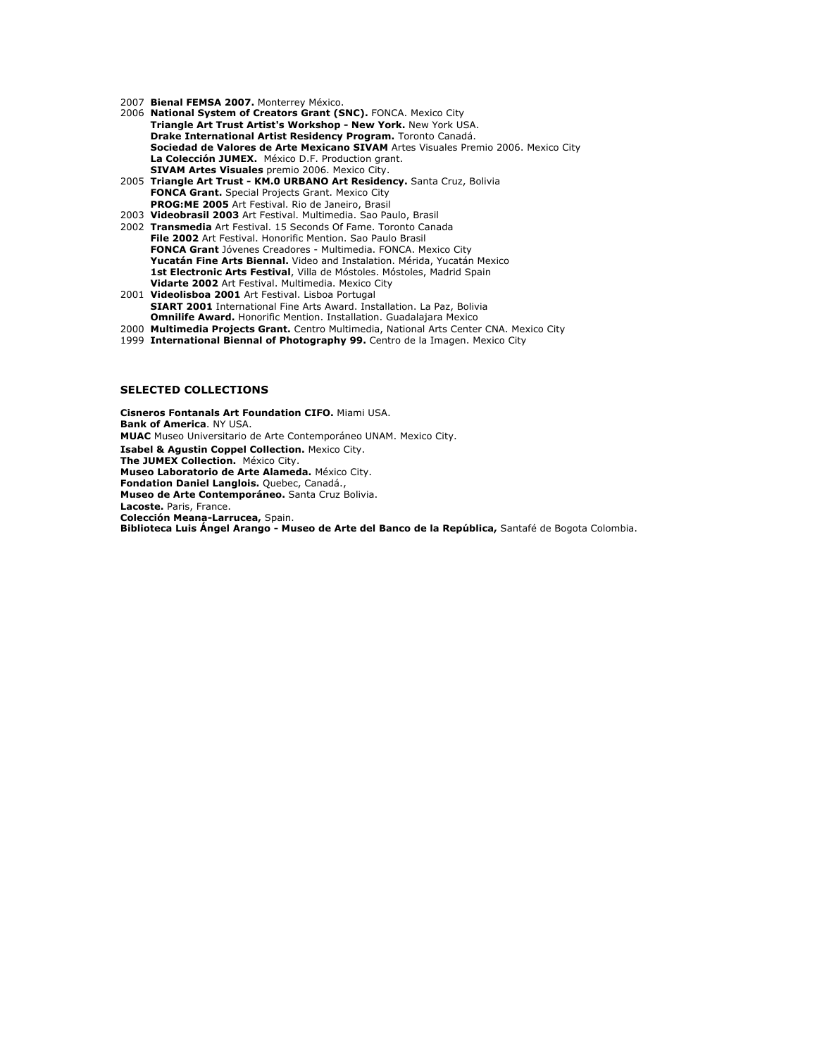2007 **Bienal FEMSA 2007.** Monterrey México.

2006 **National System of Creators Grant (SNC).** FONCA. Mexico City
**Triangle Art Trust Artist's Workshop - New York.** New York USA.
**Drake International Artist Residency Program.** Toronto Canadá.
**Sociedad de Valores de Arte Mexicano SIVAM** Artes Visuales Premio 2006. Mexico City
**La Colección JUMEX.** México D.F. Production grant.
**SIVAM Artes Visuales** premio 2006. Mexico City.

2005 **Triangle Art Trust - KM.0 URBANO Art Residency.** Santa Cruz, Bolivia
**FONCA Grant.** Special Projects Grant. Mexico City
**PROG:ME 2005** Art Festival. Rio de Janeiro, Brasil

2003 **Videobrasil 2003** Art Festival. Multimedia. Sao Paulo, Brasil

2002 **Transmedia** Art Festival. 15 Seconds Of Fame. Toronto Canada
**File 2002** Art Festival. Honorific Mention. Sao Paulo Brasil
**FONCA Grant** Jóvenes Creadores - Multimedia. FONCA. Mexico City
**Yucatán Fine Arts Biennal.** Video and Instalation. Mérida, Yucatán Mexico
**1st Electronic Arts Festival**, Villa de Móstoles. Móstoles, Madrid Spain
**Vidarte 2002** Art Festival. Multimedia. Mexico City

2001 **Videolisboa 2001** Art Festival. Lisboa Portugal
**SIART 2001** International Fine Arts Award. Installation. La Paz, Bolivia
**Omnilife Award.** Honorific Mention. Installation. Guadalajara Mexico

2000 **Multimedia Projects Grant.** Centro Multimedia, National Arts Center CNA. Mexico City

1999 **International Biennal of Photography 99.** Centro de la Imagen. Mexico City

## SELECTED COLLECTIONS

**Cisneros Fontanals Art Foundation CIFO.** Miami USA.
**Bank of America**. NY USA.
**MUAC** Museo Universitario de Arte Contemporáneo UNAM. Mexico City.
**Isabel & Agustin Coppel Collection.** Mexico City.
**The JUMEX Collection.** México City.
**Museo Laboratorio de Arte Alameda.** México City.
**Fondation Daniel Langlois.** Quebec, Canadá.,
**Museo de Arte Contemporáneo.** Santa Cruz Bolivia.
**Lacoste.** Paris, France.
**Colección Meana-Larrucea,** Spain.
**Biblioteca Luis Ángel Arango - Museo de Arte del Banco de la República,** Santafé de Bogota Colombia.